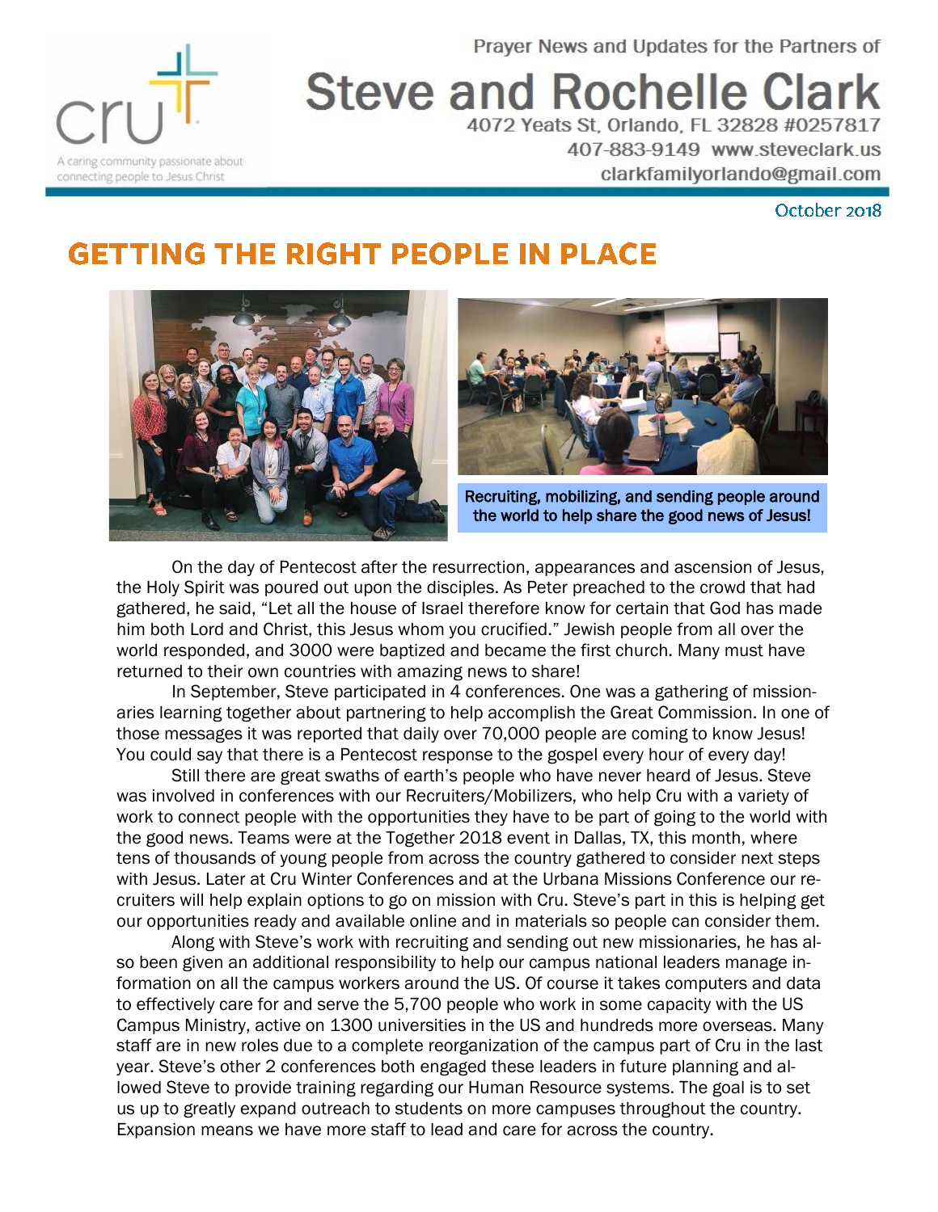cru

A caring community passionate about connecting people to Jesus Christ

Prayer News and Updates for the Partners of

# Steve and Rochelle Clark

4072 Yeats St, Orlando, FL 32828 #0257817

407-883-9149 www.steveclark.us

clarkfamilyorlando@gmail.com

October 2018

## GETTING THE RIGHT PEOPLE IN PLACE

Recruiting, mobilizing, and sending people around the world to help share the good news of Jesus!

On the day of Pentecost after the resurrection, appearances and ascension of Jesus, the Holy Spirit was poured out upon the disciples. As Peter preached to the crowd that had gathered, he said, “Let all the house of Israel therefore know for certain that God has made him both Lord and Christ, this Jesus whom you crucified.” Jewish people from all over the world responded, and 3000 were baptized and became the first church. Many must have returned to their own countries with amazing news to share!

In September, Steve participated in 4 conferences. One was a gathering of missionaries learning together about partnering to help accomplish the Great Commission. In one of those messages it was reported that daily over 70,000 people are coming to know Jesus! You could say that there is a Pentecost response to the gospel every hour of every day!

Still there are great swaths of earth’s people who have never heard of Jesus. Steve was involved in conferences with our Recruiters/Mobilizers, who help Cru with a variety of work to connect people with the opportunities they have to be part of going to the world with the good news. Teams were at the Together 2018 event in Dallas, TX, this month, where tens of thousands of young people from across the country gathered to consider next steps with Jesus. Later at Cru Winter Conferences and at the Urbana Missions Conference our recruiters will help explain options to go on mission with Cru. Steve’s part in this is helping get our opportunities ready and available online and in materials so people can consider them.

Along with Steve’s work with recruiting and sending out new missionaries, he has also been given an additional responsibility to help our campus national leaders manage information on all the campus workers around the US. Of course it takes computers and data to effectively care for and serve the 5,700 people who work in some capacity with the US Campus Ministry, active on 1300 universities in the US and hundreds more overseas. Many staff are in new roles due to a complete reorganization of the campus part of Cru in the last year. Steve’s other 2 conferences both engaged these leaders in future planning and allowed Steve to provide training regarding our Human Resource systems. The goal is to set us up to greatly expand outreach to students on more campuses throughout the country. Expansion means we have more staff to lead and care for across the country.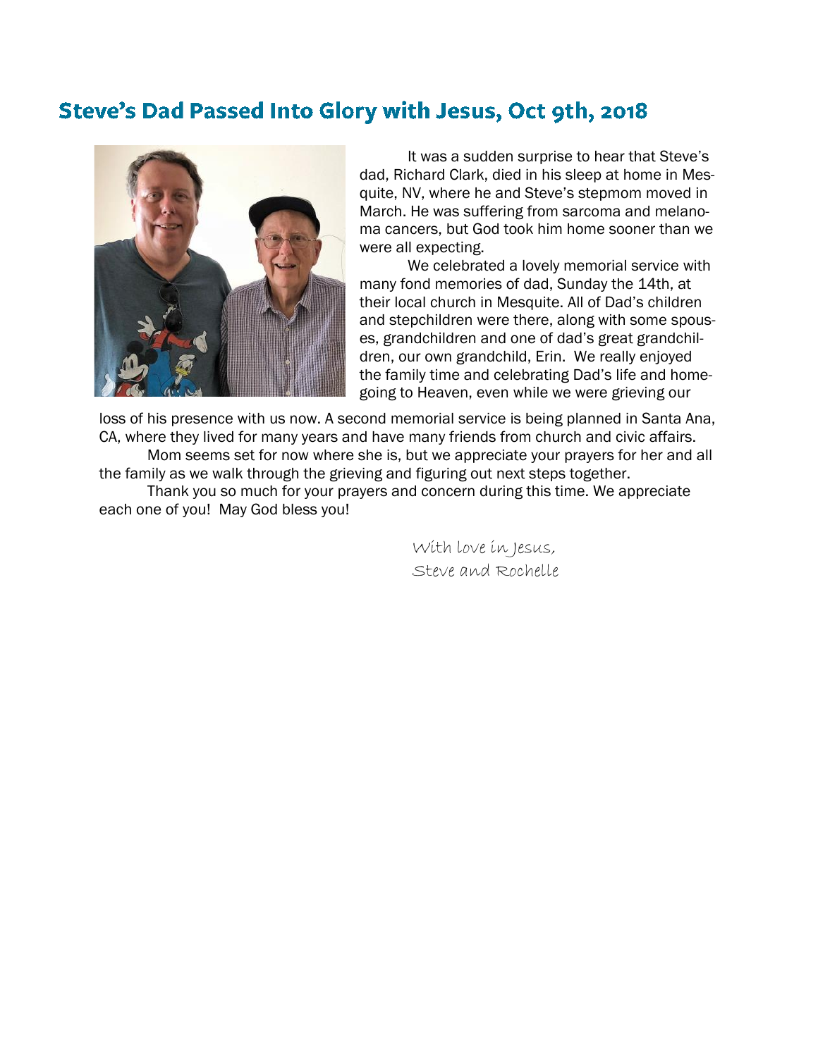## Steve's Dad Passed Into Glory with Jesus, Oct 9th, 2018

It was a sudden surprise to hear that Steve's dad, Richard Clark, died in his sleep at home in Mesquite, NV, where he and Steve's stepmom moved in March. He was suffering from sarcoma and melanoma cancers, but God took him home sooner than we were all expecting.

We celebrated a lovely memorial service with many fond memories of dad, Sunday the 14th, at their local church in Mesquite. All of Dad's children and stepchildren were there, along with some spouses, grandchildren and one of dad's great grandchildren, our own grandchild, Erin. We really enjoyed the family time and celebrating Dad's life and homegoing to Heaven, even while we were grieving our loss of his presence with us now. A second memorial service is being planned in Santa Ana, CA, where they lived for many years and have many friends from church and civic affairs.

Mom seems set for now where she is, but we appreciate your prayers for her and all the family as we walk through the grieving and figuring out next steps together.

Thank you so much for your prayers and concern during this time. We appreciate each one of you! May God bless you!

With love in Jesus,
Steve and Rochelle